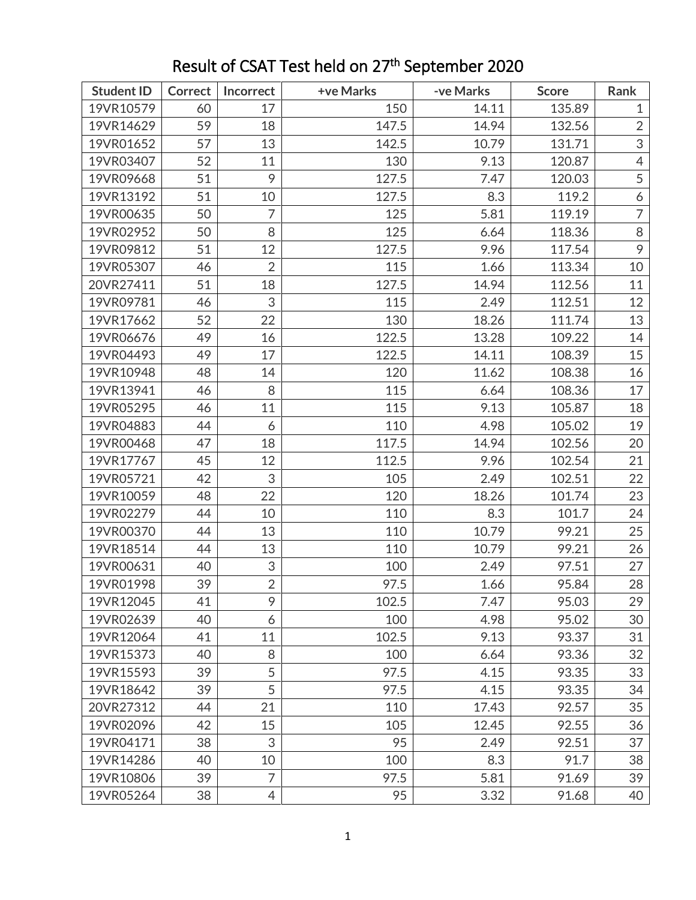# Result of CSAT Test held on 27th September 2020

| Student ID | Correct | Incorrect | +ve Marks | -ve Marks | Score | Rank |
|---|---|---|---|---|---|---|
| 19VR10579 | 60 | 17 | 150 | 14.11 | 135.89 | 1 |
| 19VR14629 | 59 | 18 | 147.5 | 14.94 | 132.56 | 2 |
| 19VR01652 | 57 | 13 | 142.5 | 10.79 | 131.71 | 3 |
| 19VR03407 | 52 | 11 | 130 | 9.13 | 120.87 | 4 |
| 19VR09668 | 51 | 9 | 127.5 | 7.47 | 120.03 | 5 |
| 19VR13192 | 51 | 10 | 127.5 | 8.3 | 119.2 | 6 |
| 19VR00635 | 50 | 7 | 125 | 5.81 | 119.19 | 7 |
| 19VR02952 | 50 | 8 | 125 | 6.64 | 118.36 | 8 |
| 19VR09812 | 51 | 12 | 127.5 | 9.96 | 117.54 | 9 |
| 19VR05307 | 46 | 2 | 115 | 1.66 | 113.34 | 10 |
| 20VR27411 | 51 | 18 | 127.5 | 14.94 | 112.56 | 11 |
| 19VR09781 | 46 | 3 | 115 | 2.49 | 112.51 | 12 |
| 19VR17662 | 52 | 22 | 130 | 18.26 | 111.74 | 13 |
| 19VR06676 | 49 | 16 | 122.5 | 13.28 | 109.22 | 14 |
| 19VR04493 | 49 | 17 | 122.5 | 14.11 | 108.39 | 15 |
| 19VR10948 | 48 | 14 | 120 | 11.62 | 108.38 | 16 |
| 19VR13941 | 46 | 8 | 115 | 6.64 | 108.36 | 17 |
| 19VR05295 | 46 | 11 | 115 | 9.13 | 105.87 | 18 |
| 19VR04883 | 44 | 6 | 110 | 4.98 | 105.02 | 19 |
| 19VR00468 | 47 | 18 | 117.5 | 14.94 | 102.56 | 20 |
| 19VR17767 | 45 | 12 | 112.5 | 9.96 | 102.54 | 21 |
| 19VR05721 | 42 | 3 | 105 | 2.49 | 102.51 | 22 |
| 19VR10059 | 48 | 22 | 120 | 18.26 | 101.74 | 23 |
| 19VR02279 | 44 | 10 | 110 | 8.3 | 101.7 | 24 |
| 19VR00370 | 44 | 13 | 110 | 10.79 | 99.21 | 25 |
| 19VR18514 | 44 | 13 | 110 | 10.79 | 99.21 | 26 |
| 19VR00631 | 40 | 3 | 100 | 2.49 | 97.51 | 27 |
| 19VR01998 | 39 | 2 | 97.5 | 1.66 | 95.84 | 28 |
| 19VR12045 | 41 | 9 | 102.5 | 7.47 | 95.03 | 29 |
| 19VR02639 | 40 | 6 | 100 | 4.98 | 95.02 | 30 |
| 19VR12064 | 41 | 11 | 102.5 | 9.13 | 93.37 | 31 |
| 19VR15373 | 40 | 8 | 100 | 6.64 | 93.36 | 32 |
| 19VR15593 | 39 | 5 | 97.5 | 4.15 | 93.35 | 33 |
| 19VR18642 | 39 | 5 | 97.5 | 4.15 | 93.35 | 34 |
| 20VR27312 | 44 | 21 | 110 | 17.43 | 92.57 | 35 |
| 19VR02096 | 42 | 15 | 105 | 12.45 | 92.55 | 36 |
| 19VR04171 | 38 | 3 | 95 | 2.49 | 92.51 | 37 |
| 19VR14286 | 40 | 10 | 100 | 8.3 | 91.7 | 38 |
| 19VR10806 | 39 | 7 | 97.5 | 5.81 | 91.69 | 39 |
| 19VR05264 | 38 | 4 | 95 | 3.32 | 91.68 | 40 |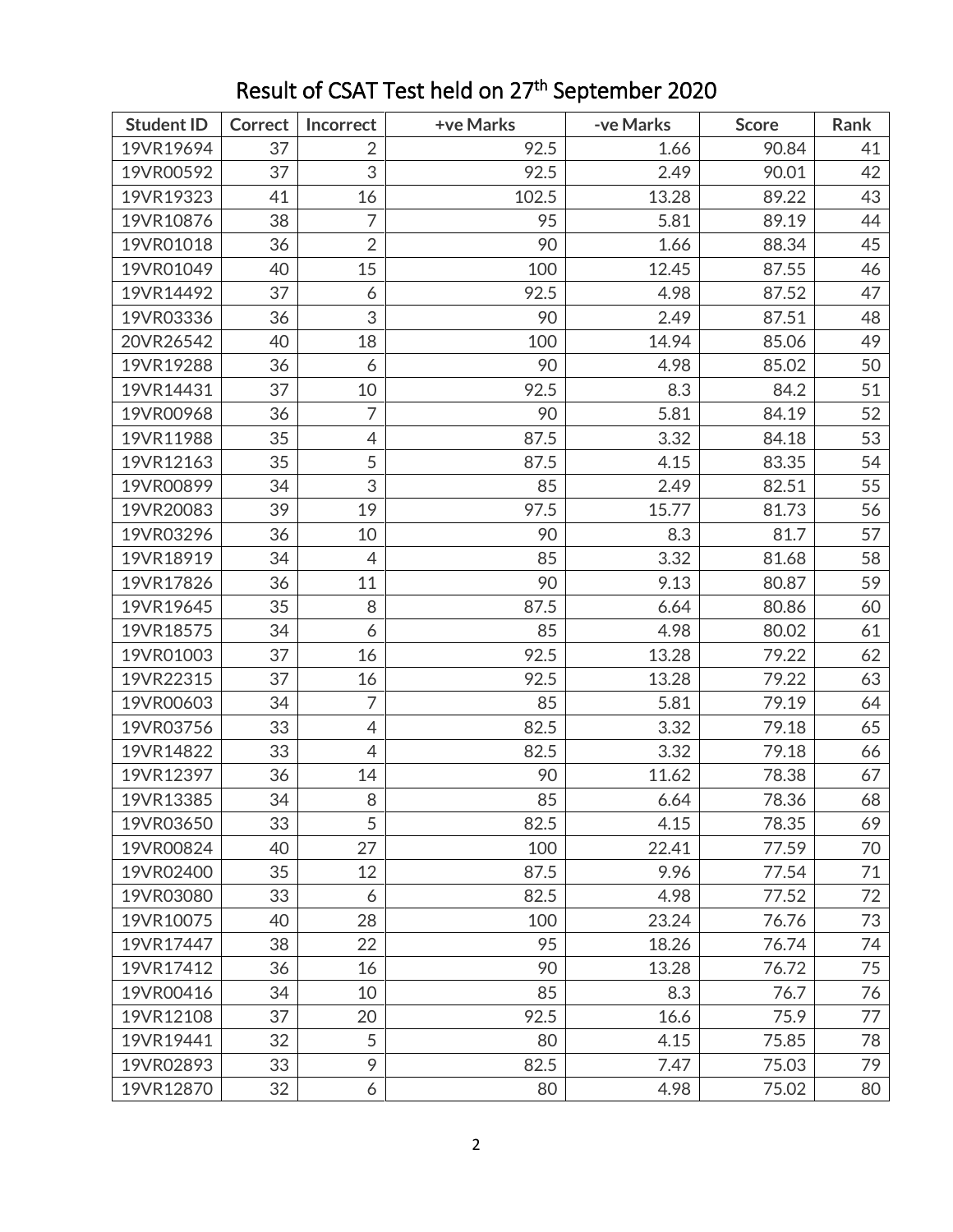# Result of CSAT Test held on 27th September 2020

| Student ID | Correct | Incorrect | +ve Marks | -ve Marks | Score | Rank |
|---|---|---|---|---|---|---|
| 19VR19694 | 37 | 2 | 92.5 | 1.66 | 90.84 | 41 |
| 19VR00592 | 37 | 3 | 92.5 | 2.49 | 90.01 | 42 |
| 19VR19323 | 41 | 16 | 102.5 | 13.28 | 89.22 | 43 |
| 19VR10876 | 38 | 7 | 95 | 5.81 | 89.19 | 44 |
| 19VR01018 | 36 | 2 | 90 | 1.66 | 88.34 | 45 |
| 19VR01049 | 40 | 15 | 100 | 12.45 | 87.55 | 46 |
| 19VR14492 | 37 | 6 | 92.5 | 4.98 | 87.52 | 47 |
| 19VR03336 | 36 | 3 | 90 | 2.49 | 87.51 | 48 |
| 20VR26542 | 40 | 18 | 100 | 14.94 | 85.06 | 49 |
| 19VR19288 | 36 | 6 | 90 | 4.98 | 85.02 | 50 |
| 19VR14431 | 37 | 10 | 92.5 | 8.3 | 84.2 | 51 |
| 19VR00968 | 36 | 7 | 90 | 5.81 | 84.19 | 52 |
| 19VR11988 | 35 | 4 | 87.5 | 3.32 | 84.18 | 53 |
| 19VR12163 | 35 | 5 | 87.5 | 4.15 | 83.35 | 54 |
| 19VR00899 | 34 | 3 | 85 | 2.49 | 82.51 | 55 |
| 19VR20083 | 39 | 19 | 97.5 | 15.77 | 81.73 | 56 |
| 19VR03296 | 36 | 10 | 90 | 8.3 | 81.7 | 57 |
| 19VR18919 | 34 | 4 | 85 | 3.32 | 81.68 | 58 |
| 19VR17826 | 36 | 11 | 90 | 9.13 | 80.87 | 59 |
| 19VR19645 | 35 | 8 | 87.5 | 6.64 | 80.86 | 60 |
| 19VR18575 | 34 | 6 | 85 | 4.98 | 80.02 | 61 |
| 19VR01003 | 37 | 16 | 92.5 | 13.28 | 79.22 | 62 |
| 19VR22315 | 37 | 16 | 92.5 | 13.28 | 79.22 | 63 |
| 19VR00603 | 34 | 7 | 85 | 5.81 | 79.19 | 64 |
| 19VR03756 | 33 | 4 | 82.5 | 3.32 | 79.18 | 65 |
| 19VR14822 | 33 | 4 | 82.5 | 3.32 | 79.18 | 66 |
| 19VR12397 | 36 | 14 | 90 | 11.62 | 78.38 | 67 |
| 19VR13385 | 34 | 8 | 85 | 6.64 | 78.36 | 68 |
| 19VR03650 | 33 | 5 | 82.5 | 4.15 | 78.35 | 69 |
| 19VR00824 | 40 | 27 | 100 | 22.41 | 77.59 | 70 |
| 19VR02400 | 35 | 12 | 87.5 | 9.96 | 77.54 | 71 |
| 19VR03080 | 33 | 6 | 82.5 | 4.98 | 77.52 | 72 |
| 19VR10075 | 40 | 28 | 100 | 23.24 | 76.76 | 73 |
| 19VR17447 | 38 | 22 | 95 | 18.26 | 76.74 | 74 |
| 19VR17412 | 36 | 16 | 90 | 13.28 | 76.72 | 75 |
| 19VR00416 | 34 | 10 | 85 | 8.3 | 76.7 | 76 |
| 19VR12108 | 37 | 20 | 92.5 | 16.6 | 75.9 | 77 |
| 19VR19441 | 32 | 5 | 80 | 4.15 | 75.85 | 78 |
| 19VR02893 | 33 | 9 | 82.5 | 7.47 | 75.03 | 79 |
| 19VR12870 | 32 | 6 | 80 | 4.98 | 75.02 | 80 |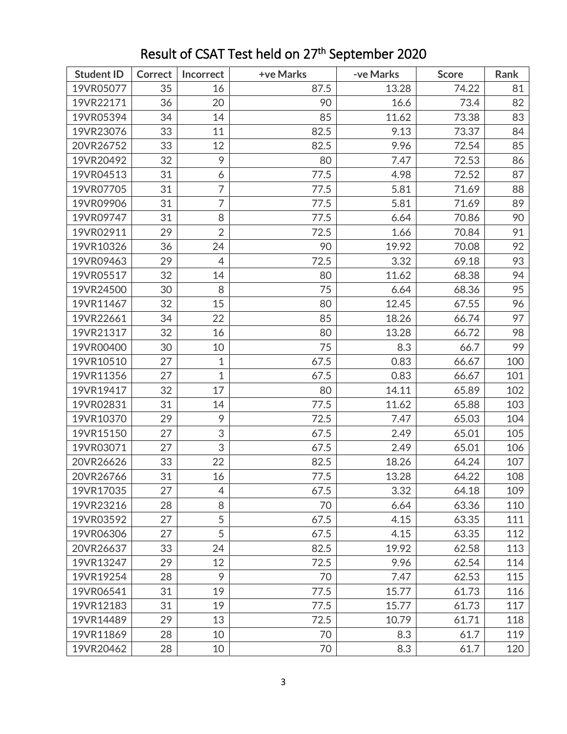# Result of CSAT Test held on 27th September 2020

| Student ID | Correct | Incorrect | +ve Marks | -ve Marks | Score | Rank |
|---|---|---|---|---|---|---|
| 19VR05077 | 35 | 16 | 87.5 | 13.28 | 74.22 | 81 |
| 19VR22171 | 36 | 20 | 90 | 16.6 | 73.4 | 82 |
| 19VR05394 | 34 | 14 | 85 | 11.62 | 73.38 | 83 |
| 19VR23076 | 33 | 11 | 82.5 | 9.13 | 73.37 | 84 |
| 20VR26752 | 33 | 12 | 82.5 | 9.96 | 72.54 | 85 |
| 19VR20492 | 32 | 9 | 80 | 7.47 | 72.53 | 86 |
| 19VR04513 | 31 | 6 | 77.5 | 4.98 | 72.52 | 87 |
| 19VR07705 | 31 | 7 | 77.5 | 5.81 | 71.69 | 88 |
| 19VR09906 | 31 | 7 | 77.5 | 5.81 | 71.69 | 89 |
| 19VR09747 | 31 | 8 | 77.5 | 6.64 | 70.86 | 90 |
| 19VR02911 | 29 | 2 | 72.5 | 1.66 | 70.84 | 91 |
| 19VR10326 | 36 | 24 | 90 | 19.92 | 70.08 | 92 |
| 19VR09463 | 29 | 4 | 72.5 | 3.32 | 69.18 | 93 |
| 19VR05517 | 32 | 14 | 80 | 11.62 | 68.38 | 94 |
| 19VR24500 | 30 | 8 | 75 | 6.64 | 68.36 | 95 |
| 19VR11467 | 32 | 15 | 80 | 12.45 | 67.55 | 96 |
| 19VR22661 | 34 | 22 | 85 | 18.26 | 66.74 | 97 |
| 19VR21317 | 32 | 16 | 80 | 13.28 | 66.72 | 98 |
| 19VR00400 | 30 | 10 | 75 | 8.3 | 66.7 | 99 |
| 19VR10510 | 27 | 1 | 67.5 | 0.83 | 66.67 | 100 |
| 19VR11356 | 27 | 1 | 67.5 | 0.83 | 66.67 | 101 |
| 19VR19417 | 32 | 17 | 80 | 14.11 | 65.89 | 102 |
| 19VR02831 | 31 | 14 | 77.5 | 11.62 | 65.88 | 103 |
| 19VR10370 | 29 | 9 | 72.5 | 7.47 | 65.03 | 104 |
| 19VR15150 | 27 | 3 | 67.5 | 2.49 | 65.01 | 105 |
| 19VR03071 | 27 | 3 | 67.5 | 2.49 | 65.01 | 106 |
| 20VR26626 | 33 | 22 | 82.5 | 18.26 | 64.24 | 107 |
| 20VR26766 | 31 | 16 | 77.5 | 13.28 | 64.22 | 108 |
| 19VR17035 | 27 | 4 | 67.5 | 3.32 | 64.18 | 109 |
| 19VR23216 | 28 | 8 | 70 | 6.64 | 63.36 | 110 |
| 19VR03592 | 27 | 5 | 67.5 | 4.15 | 63.35 | 111 |
| 19VR06306 | 27 | 5 | 67.5 | 4.15 | 63.35 | 112 |
| 20VR26637 | 33 | 24 | 82.5 | 19.92 | 62.58 | 113 |
| 19VR13247 | 29 | 12 | 72.5 | 9.96 | 62.54 | 114 |
| 19VR19254 | 28 | 9 | 70 | 7.47 | 62.53 | 115 |
| 19VR06541 | 31 | 19 | 77.5 | 15.77 | 61.73 | 116 |
| 19VR12183 | 31 | 19 | 77.5 | 15.77 | 61.73 | 117 |
| 19VR14489 | 29 | 13 | 72.5 | 10.79 | 61.71 | 118 |
| 19VR11869 | 28 | 10 | 70 | 8.3 | 61.7 | 119 |
| 19VR20462 | 28 | 10 | 70 | 8.3 | 61.7 | 120 |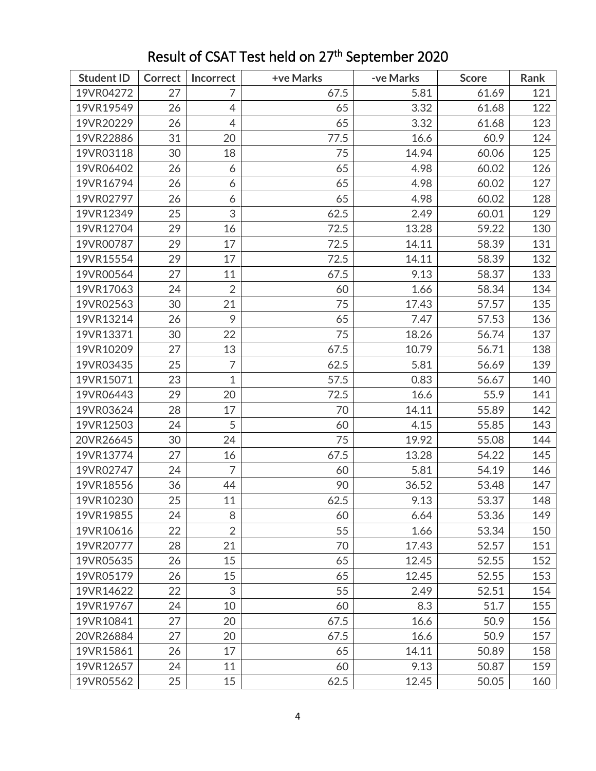# Result of CSAT Test held on 27th September 2020

| Student ID | Correct | Incorrect | +ve Marks | -ve Marks | Score | Rank |
|---|---|---|---|---|---|---|
| 19VR04272 | 27 | 7 | 67.5 | 5.81 | 61.69 | 121 |
| 19VR19549 | 26 | 4 | 65 | 3.32 | 61.68 | 122 |
| 19VR20229 | 26 | 4 | 65 | 3.32 | 61.68 | 123 |
| 19VR22886 | 31 | 20 | 77.5 | 16.6 | 60.9 | 124 |
| 19VR03118 | 30 | 18 | 75 | 14.94 | 60.06 | 125 |
| 19VR06402 | 26 | 6 | 65 | 4.98 | 60.02 | 126 |
| 19VR16794 | 26 | 6 | 65 | 4.98 | 60.02 | 127 |
| 19VR02797 | 26 | 6 | 65 | 4.98 | 60.02 | 128 |
| 19VR12349 | 25 | 3 | 62.5 | 2.49 | 60.01 | 129 |
| 19VR12704 | 29 | 16 | 72.5 | 13.28 | 59.22 | 130 |
| 19VR00787 | 29 | 17 | 72.5 | 14.11 | 58.39 | 131 |
| 19VR15554 | 29 | 17 | 72.5 | 14.11 | 58.39 | 132 |
| 19VR00564 | 27 | 11 | 67.5 | 9.13 | 58.37 | 133 |
| 19VR17063 | 24 | 2 | 60 | 1.66 | 58.34 | 134 |
| 19VR02563 | 30 | 21 | 75 | 17.43 | 57.57 | 135 |
| 19VR13214 | 26 | 9 | 65 | 7.47 | 57.53 | 136 |
| 19VR13371 | 30 | 22 | 75 | 18.26 | 56.74 | 137 |
| 19VR10209 | 27 | 13 | 67.5 | 10.79 | 56.71 | 138 |
| 19VR03435 | 25 | 7 | 62.5 | 5.81 | 56.69 | 139 |
| 19VR15071 | 23 | 1 | 57.5 | 0.83 | 56.67 | 140 |
| 19VR06443 | 29 | 20 | 72.5 | 16.6 | 55.9 | 141 |
| 19VR03624 | 28 | 17 | 70 | 14.11 | 55.89 | 142 |
| 19VR12503 | 24 | 5 | 60 | 4.15 | 55.85 | 143 |
| 20VR26645 | 30 | 24 | 75 | 19.92 | 55.08 | 144 |
| 19VR13774 | 27 | 16 | 67.5 | 13.28 | 54.22 | 145 |
| 19VR02747 | 24 | 7 | 60 | 5.81 | 54.19 | 146 |
| 19VR18556 | 36 | 44 | 90 | 36.52 | 53.48 | 147 |
| 19VR10230 | 25 | 11 | 62.5 | 9.13 | 53.37 | 148 |
| 19VR19855 | 24 | 8 | 60 | 6.64 | 53.36 | 149 |
| 19VR10616 | 22 | 2 | 55 | 1.66 | 53.34 | 150 |
| 19VR20777 | 28 | 21 | 70 | 17.43 | 52.57 | 151 |
| 19VR05635 | 26 | 15 | 65 | 12.45 | 52.55 | 152 |
| 19VR05179 | 26 | 15 | 65 | 12.45 | 52.55 | 153 |
| 19VR14622 | 22 | 3 | 55 | 2.49 | 52.51 | 154 |
| 19VR19767 | 24 | 10 | 60 | 8.3 | 51.7 | 155 |
| 19VR10841 | 27 | 20 | 67.5 | 16.6 | 50.9 | 156 |
| 20VR26884 | 27 | 20 | 67.5 | 16.6 | 50.9 | 157 |
| 19VR15861 | 26 | 17 | 65 | 14.11 | 50.89 | 158 |
| 19VR12657 | 24 | 11 | 60 | 9.13 | 50.87 | 159 |
| 19VR05562 | 25 | 15 | 62.5 | 12.45 | 50.05 | 160 |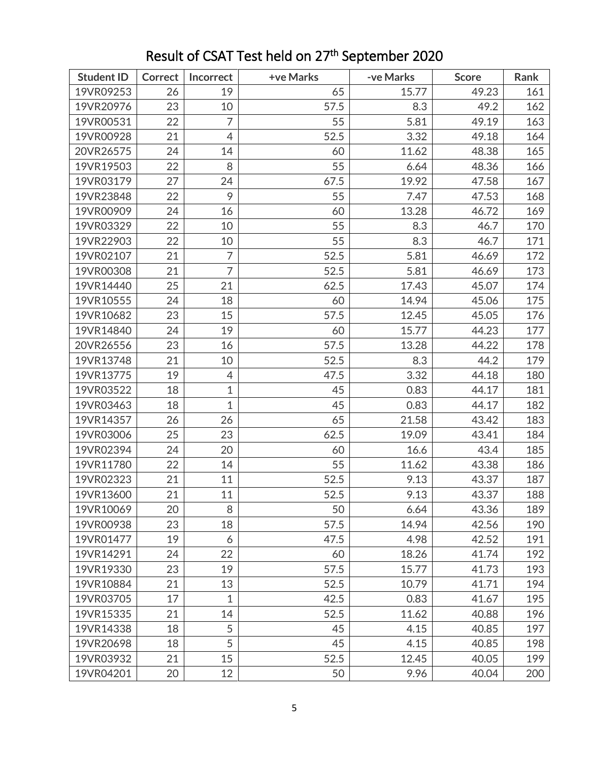# Result of CSAT Test held on 27th September 2020

| Student ID | Correct | Incorrect | +ve Marks | -ve Marks | Score | Rank |
|---|---|---|---|---|---|---|
| 19VR09253 | 26 | 19 | 65 | 15.77 | 49.23 | 161 |
| 19VR20976 | 23 | 10 | 57.5 | 8.3 | 49.2 | 162 |
| 19VR00531 | 22 | 7 | 55 | 5.81 | 49.19 | 163 |
| 19VR00928 | 21 | 4 | 52.5 | 3.32 | 49.18 | 164 |
| 20VR26575 | 24 | 14 | 60 | 11.62 | 48.38 | 165 |
| 19VR19503 | 22 | 8 | 55 | 6.64 | 48.36 | 166 |
| 19VR03179 | 27 | 24 | 67.5 | 19.92 | 47.58 | 167 |
| 19VR23848 | 22 | 9 | 55 | 7.47 | 47.53 | 168 |
| 19VR00909 | 24 | 16 | 60 | 13.28 | 46.72 | 169 |
| 19VR03329 | 22 | 10 | 55 | 8.3 | 46.7 | 170 |
| 19VR22903 | 22 | 10 | 55 | 8.3 | 46.7 | 171 |
| 19VR02107 | 21 | 7 | 52.5 | 5.81 | 46.69 | 172 |
| 19VR00308 | 21 | 7 | 52.5 | 5.81 | 46.69 | 173 |
| 19VR14440 | 25 | 21 | 62.5 | 17.43 | 45.07 | 174 |
| 19VR10555 | 24 | 18 | 60 | 14.94 | 45.06 | 175 |
| 19VR10682 | 23 | 15 | 57.5 | 12.45 | 45.05 | 176 |
| 19VR14840 | 24 | 19 | 60 | 15.77 | 44.23 | 177 |
| 20VR26556 | 23 | 16 | 57.5 | 13.28 | 44.22 | 178 |
| 19VR13748 | 21 | 10 | 52.5 | 8.3 | 44.2 | 179 |
| 19VR13775 | 19 | 4 | 47.5 | 3.32 | 44.18 | 180 |
| 19VR03522 | 18 | 1 | 45 | 0.83 | 44.17 | 181 |
| 19VR03463 | 18 | 1 | 45 | 0.83 | 44.17 | 182 |
| 19VR14357 | 26 | 26 | 65 | 21.58 | 43.42 | 183 |
| 19VR03006 | 25 | 23 | 62.5 | 19.09 | 43.41 | 184 |
| 19VR02394 | 24 | 20 | 60 | 16.6 | 43.4 | 185 |
| 19VR11780 | 22 | 14 | 55 | 11.62 | 43.38 | 186 |
| 19VR02323 | 21 | 11 | 52.5 | 9.13 | 43.37 | 187 |
| 19VR13600 | 21 | 11 | 52.5 | 9.13 | 43.37 | 188 |
| 19VR10069 | 20 | 8 | 50 | 6.64 | 43.36 | 189 |
| 19VR00938 | 23 | 18 | 57.5 | 14.94 | 42.56 | 190 |
| 19VR01477 | 19 | 6 | 47.5 | 4.98 | 42.52 | 191 |
| 19VR14291 | 24 | 22 | 60 | 18.26 | 41.74 | 192 |
| 19VR19330 | 23 | 19 | 57.5 | 15.77 | 41.73 | 193 |
| 19VR10884 | 21 | 13 | 52.5 | 10.79 | 41.71 | 194 |
| 19VR03705 | 17 | 1 | 42.5 | 0.83 | 41.67 | 195 |
| 19VR15335 | 21 | 14 | 52.5 | 11.62 | 40.88 | 196 |
| 19VR14338 | 18 | 5 | 45 | 4.15 | 40.85 | 197 |
| 19VR20698 | 18 | 5 | 45 | 4.15 | 40.85 | 198 |
| 19VR03932 | 21 | 15 | 52.5 | 12.45 | 40.05 | 199 |
| 19VR04201 | 20 | 12 | 50 | 9.96 | 40.04 | 200 |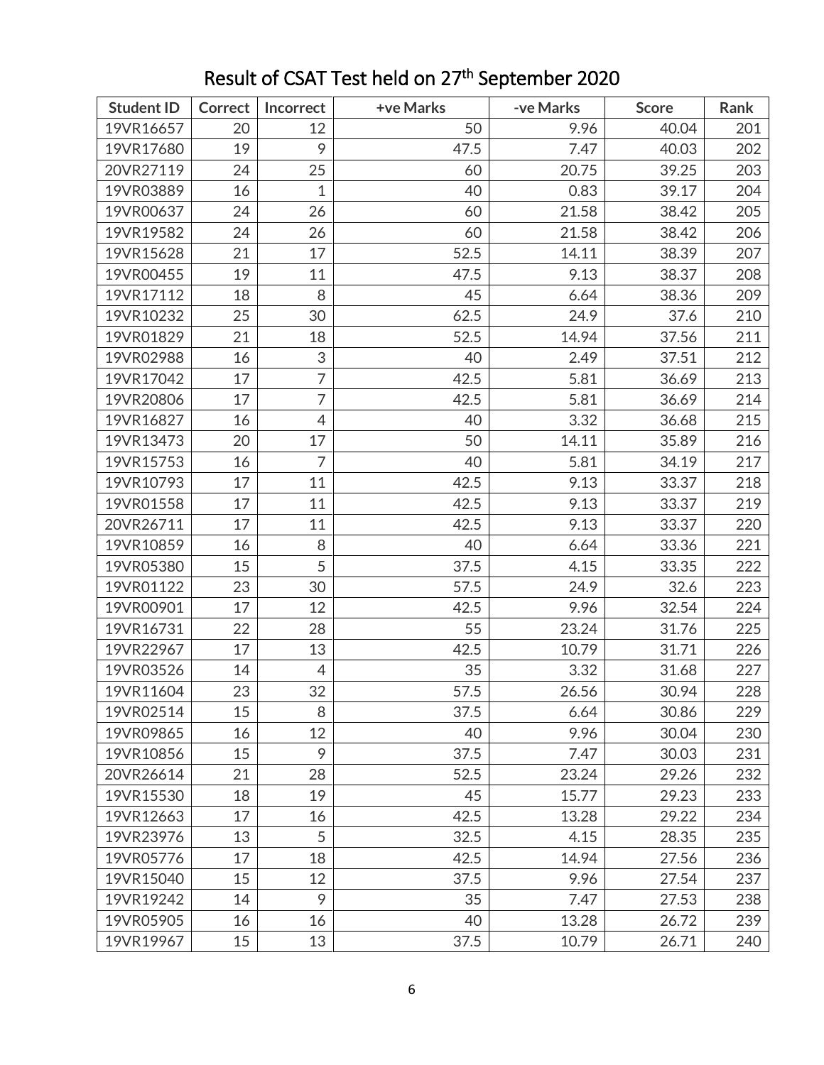# Result of CSAT Test held on 27th September 2020

| Student ID | Correct | Incorrect | +ve Marks | -ve Marks | Score | Rank |
|---|---|---|---|---|---|---|
| 19VR16657 | 20 | 12 | 50 | 9.96 | 40.04 | 201 |
| 19VR17680 | 19 | 9 | 47.5 | 7.47 | 40.03 | 202 |
| 20VR27119 | 24 | 25 | 60 | 20.75 | 39.25 | 203 |
| 19VR03889 | 16 | 1 | 40 | 0.83 | 39.17 | 204 |
| 19VR00637 | 24 | 26 | 60 | 21.58 | 38.42 | 205 |
| 19VR19582 | 24 | 26 | 60 | 21.58 | 38.42 | 206 |
| 19VR15628 | 21 | 17 | 52.5 | 14.11 | 38.39 | 207 |
| 19VR00455 | 19 | 11 | 47.5 | 9.13 | 38.37 | 208 |
| 19VR17112 | 18 | 8 | 45 | 6.64 | 38.36 | 209 |
| 19VR10232 | 25 | 30 | 62.5 | 24.9 | 37.6 | 210 |
| 19VR01829 | 21 | 18 | 52.5 | 14.94 | 37.56 | 211 |
| 19VR02988 | 16 | 3 | 40 | 2.49 | 37.51 | 212 |
| 19VR17042 | 17 | 7 | 42.5 | 5.81 | 36.69 | 213 |
| 19VR20806 | 17 | 7 | 42.5 | 5.81 | 36.69 | 214 |
| 19VR16827 | 16 | 4 | 40 | 3.32 | 36.68 | 215 |
| 19VR13473 | 20 | 17 | 50 | 14.11 | 35.89 | 216 |
| 19VR15753 | 16 | 7 | 40 | 5.81 | 34.19 | 217 |
| 19VR10793 | 17 | 11 | 42.5 | 9.13 | 33.37 | 218 |
| 19VR01558 | 17 | 11 | 42.5 | 9.13 | 33.37 | 219 |
| 20VR26711 | 17 | 11 | 42.5 | 9.13 | 33.37 | 220 |
| 19VR10859 | 16 | 8 | 40 | 6.64 | 33.36 | 221 |
| 19VR05380 | 15 | 5 | 37.5 | 4.15 | 33.35 | 222 |
| 19VR01122 | 23 | 30 | 57.5 | 24.9 | 32.6 | 223 |
| 19VR00901 | 17 | 12 | 42.5 | 9.96 | 32.54 | 224 |
| 19VR16731 | 22 | 28 | 55 | 23.24 | 31.76 | 225 |
| 19VR22967 | 17 | 13 | 42.5 | 10.79 | 31.71 | 226 |
| 19VR03526 | 14 | 4 | 35 | 3.32 | 31.68 | 227 |
| 19VR11604 | 23 | 32 | 57.5 | 26.56 | 30.94 | 228 |
| 19VR02514 | 15 | 8 | 37.5 | 6.64 | 30.86 | 229 |
| 19VR09865 | 16 | 12 | 40 | 9.96 | 30.04 | 230 |
| 19VR10856 | 15 | 9 | 37.5 | 7.47 | 30.03 | 231 |
| 20VR26614 | 21 | 28 | 52.5 | 23.24 | 29.26 | 232 |
| 19VR15530 | 18 | 19 | 45 | 15.77 | 29.23 | 233 |
| 19VR12663 | 17 | 16 | 42.5 | 13.28 | 29.22 | 234 |
| 19VR23976 | 13 | 5 | 32.5 | 4.15 | 28.35 | 235 |
| 19VR05776 | 17 | 18 | 42.5 | 14.94 | 27.56 | 236 |
| 19VR15040 | 15 | 12 | 37.5 | 9.96 | 27.54 | 237 |
| 19VR19242 | 14 | 9 | 35 | 7.47 | 27.53 | 238 |
| 19VR05905 | 16 | 16 | 40 | 13.28 | 26.72 | 239 |
| 19VR19967 | 15 | 13 | 37.5 | 10.79 | 26.71 | 240 |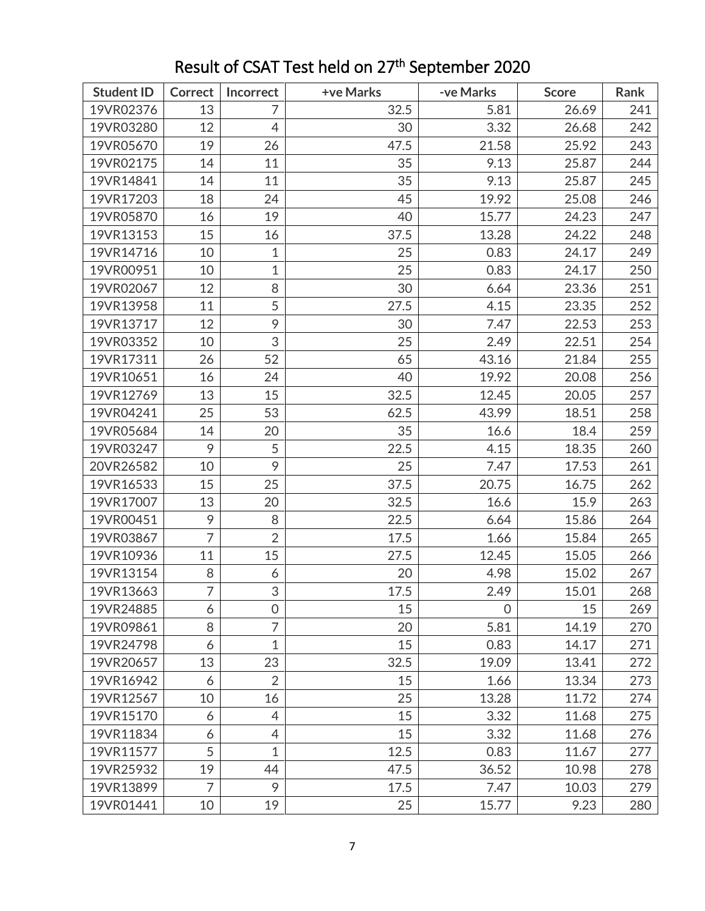# Result of CSAT Test held on 27th September 2020

| Student ID | Correct | Incorrect | +ve Marks | -ve Marks | Score | Rank |
|---|---|---|---|---|---|---|
| 19VR02376 | 13 | 7 | 32.5 | 5.81 | 26.69 | 241 |
| 19VR03280 | 12 | 4 | 30 | 3.32 | 26.68 | 242 |
| 19VR05670 | 19 | 26 | 47.5 | 21.58 | 25.92 | 243 |
| 19VR02175 | 14 | 11 | 35 | 9.13 | 25.87 | 244 |
| 19VR14841 | 14 | 11 | 35 | 9.13 | 25.87 | 245 |
| 19VR17203 | 18 | 24 | 45 | 19.92 | 25.08 | 246 |
| 19VR05870 | 16 | 19 | 40 | 15.77 | 24.23 | 247 |
| 19VR13153 | 15 | 16 | 37.5 | 13.28 | 24.22 | 248 |
| 19VR14716 | 10 | 1 | 25 | 0.83 | 24.17 | 249 |
| 19VR00951 | 10 | 1 | 25 | 0.83 | 24.17 | 250 |
| 19VR02067 | 12 | 8 | 30 | 6.64 | 23.36 | 251 |
| 19VR13958 | 11 | 5 | 27.5 | 4.15 | 23.35 | 252 |
| 19VR13717 | 12 | 9 | 30 | 7.47 | 22.53 | 253 |
| 19VR03352 | 10 | 3 | 25 | 2.49 | 22.51 | 254 |
| 19VR17311 | 26 | 52 | 65 | 43.16 | 21.84 | 255 |
| 19VR10651 | 16 | 24 | 40 | 19.92 | 20.08 | 256 |
| 19VR12769 | 13 | 15 | 32.5 | 12.45 | 20.05 | 257 |
| 19VR04241 | 25 | 53 | 62.5 | 43.99 | 18.51 | 258 |
| 19VR05684 | 14 | 20 | 35 | 16.6 | 18.4 | 259 |
| 19VR03247 | 9 | 5 | 22.5 | 4.15 | 18.35 | 260 |
| 20VR26582 | 10 | 9 | 25 | 7.47 | 17.53 | 261 |
| 19VR16533 | 15 | 25 | 37.5 | 20.75 | 16.75 | 262 |
| 19VR17007 | 13 | 20 | 32.5 | 16.6 | 15.9 | 263 |
| 19VR00451 | 9 | 8 | 22.5 | 6.64 | 15.86 | 264 |
| 19VR03867 | 7 | 2 | 17.5 | 1.66 | 15.84 | 265 |
| 19VR10936 | 11 | 15 | 27.5 | 12.45 | 15.05 | 266 |
| 19VR13154 | 8 | 6 | 20 | 4.98 | 15.02 | 267 |
| 19VR13663 | 7 | 3 | 17.5 | 2.49 | 15.01 | 268 |
| 19VR24885 | 6 | 0 | 15 | 0 | 15 | 269 |
| 19VR09861 | 8 | 7 | 20 | 5.81 | 14.19 | 270 |
| 19VR24798 | 6 | 1 | 15 | 0.83 | 14.17 | 271 |
| 19VR20657 | 13 | 23 | 32.5 | 19.09 | 13.41 | 272 |
| 19VR16942 | 6 | 2 | 15 | 1.66 | 13.34 | 273 |
| 19VR12567 | 10 | 16 | 25 | 13.28 | 11.72 | 274 |
| 19VR15170 | 6 | 4 | 15 | 3.32 | 11.68 | 275 |
| 19VR11834 | 6 | 4 | 15 | 3.32 | 11.68 | 276 |
| 19VR11577 | 5 | 1 | 12.5 | 0.83 | 11.67 | 277 |
| 19VR25932 | 19 | 44 | 47.5 | 36.52 | 10.98 | 278 |
| 19VR13899 | 7 | 9 | 17.5 | 7.47 | 10.03 | 279 |
| 19VR01441 | 10 | 19 | 25 | 15.77 | 9.23 | 280 |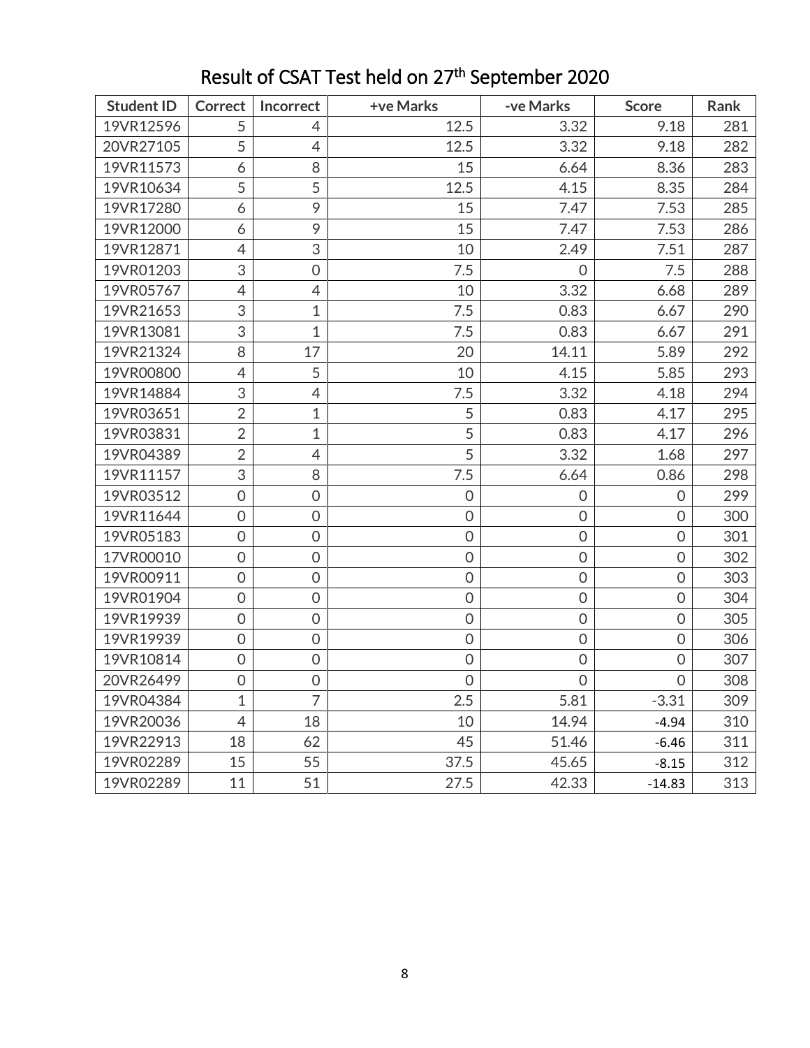# Result of CSAT Test held on 27th September 2020

| Student ID | Correct | Incorrect | +ve Marks | -ve Marks | Score | Rank |
|---|---|---|---|---|---|---|
| 19VR12596 | 5 | 4 | 12.5 | 3.32 | 9.18 | 281 |
| 20VR27105 | 5 | 4 | 12.5 | 3.32 | 9.18 | 282 |
| 19VR11573 | 6 | 8 | 15 | 6.64 | 8.36 | 283 |
| 19VR10634 | 5 | 5 | 12.5 | 4.15 | 8.35 | 284 |
| 19VR17280 | 6 | 9 | 15 | 7.47 | 7.53 | 285 |
| 19VR12000 | 6 | 9 | 15 | 7.47 | 7.53 | 286 |
| 19VR12871 | 4 | 3 | 10 | 2.49 | 7.51 | 287 |
| 19VR01203 | 3 | 0 | 7.5 | 0 | 7.5 | 288 |
| 19VR05767 | 4 | 4 | 10 | 3.32 | 6.68 | 289 |
| 19VR21653 | 3 | 1 | 7.5 | 0.83 | 6.67 | 290 |
| 19VR13081 | 3 | 1 | 7.5 | 0.83 | 6.67 | 291 |
| 19VR21324 | 8 | 17 | 20 | 14.11 | 5.89 | 292 |
| 19VR00800 | 4 | 5 | 10 | 4.15 | 5.85 | 293 |
| 19VR14884 | 3 | 4 | 7.5 | 3.32 | 4.18 | 294 |
| 19VR03651 | 2 | 1 | 5 | 0.83 | 4.17 | 295 |
| 19VR03831 | 2 | 1 | 5 | 0.83 | 4.17 | 296 |
| 19VR04389 | 2 | 4 | 5 | 3.32 | 1.68 | 297 |
| 19VR11157 | 3 | 8 | 7.5 | 6.64 | 0.86 | 298 |
| 19VR03512 | 0 | 0 | 0 | 0 | 0 | 299 |
| 19VR11644 | 0 | 0 | 0 | 0 | 0 | 300 |
| 19VR05183 | 0 | 0 | 0 | 0 | 0 | 301 |
| 17VR00010 | 0 | 0 | 0 | 0 | 0 | 302 |
| 19VR00911 | 0 | 0 | 0 | 0 | 0 | 303 |
| 19VR01904 | 0 | 0 | 0 | 0 | 0 | 304 |
| 19VR19939 | 0 | 0 | 0 | 0 | 0 | 305 |
| 19VR19939 | 0 | 0 | 0 | 0 | 0 | 306 |
| 19VR10814 | 0 | 0 | 0 | 0 | 0 | 307 |
| 20VR26499 | 0 | 0 | 0 | 0 | 0 | 308 |
| 19VR04384 | 1 | 7 | 2.5 | 5.81 | -3.31 | 309 |
| 19VR20036 | 4 | 18 | 10 | 14.94 | -4.94 | 310 |
| 19VR22913 | 18 | 62 | 45 | 51.46 | -6.46 | 311 |
| 19VR02289 | 15 | 55 | 37.5 | 45.65 | -8.15 | 312 |
| 19VR02289 | 11 | 51 | 27.5 | 42.33 | -14.83 | 313 |